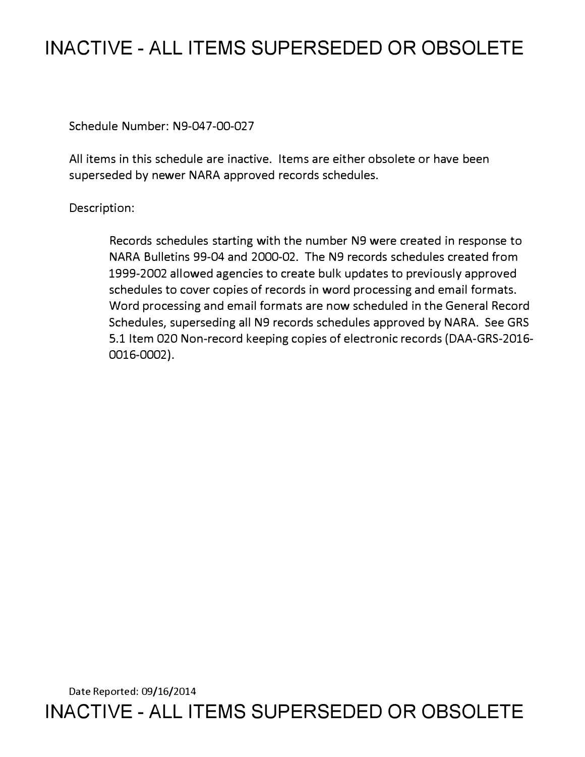# INACTIVE - ALL ITEMS SUPERSEDED OR OBSOLETE

Schedule Number: N9-047-00-027

All items in this schedule are inactive. Items are either obsolete or have been superseded by newer NARA approved records schedules.

Description:

> Records schedules starting with the number N9 were created in response to NARA Bulletins 99-04 and 2000-02. The N9 records schedules created from 1999-2002 allowed agencies to create bulk updates to previously approved schedules to cover copies of records in word processing and email formats. Word processing and email formats are now scheduled in the General Record Schedules, superseding all N9 records schedules approved by NARA. See GRS 5.1 Item 020 Non-record keeping copies of electronic records (DAA-GRS-2016-0016-0002).

Date Reported: 09/16/2014

# INACTIVE - ALL ITEMS SUPERSEDED OR OBSOLETE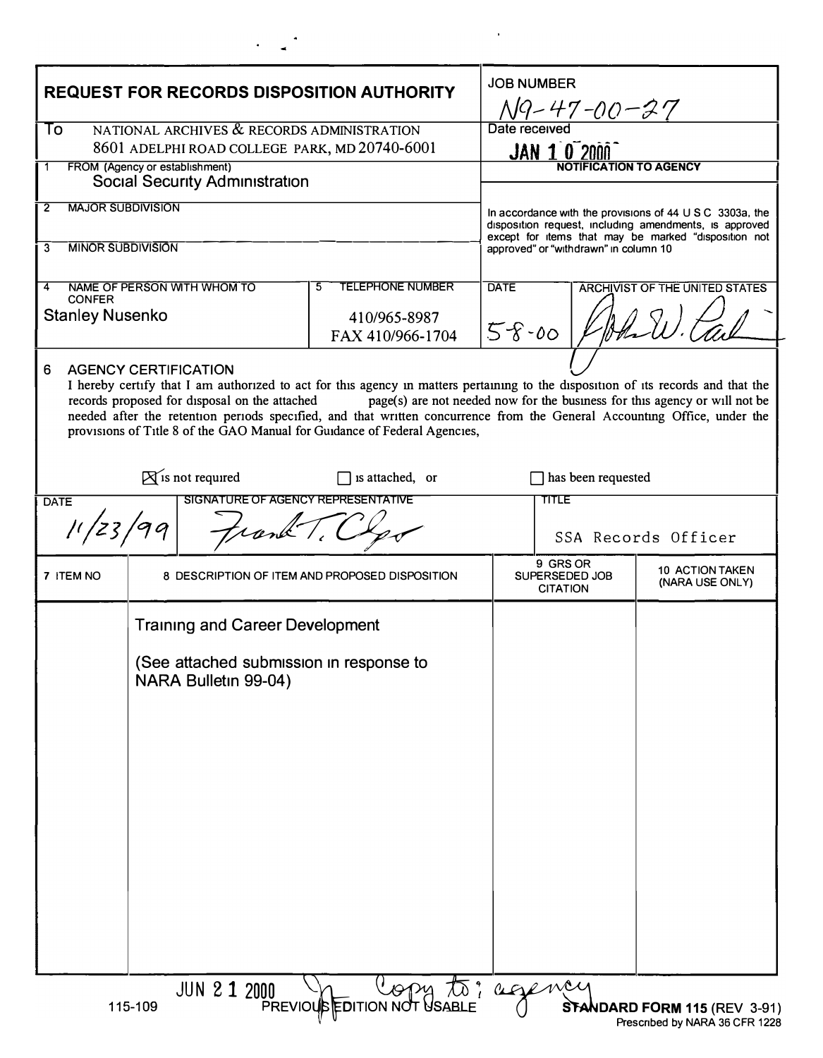# REQUEST FOR RECORDS DISPOSITION AUTHORITY

**JOB NUMBER** N9-47-00-27

**Date received** JAN 1 0 2000

**To** NATIONAL ARCHIVES & RECORDS ADMINISTRATION
8601 ADELPHI ROAD COLLEGE PARK, MD 20740-6001

**1 FROM (Agency or establishment)**
Social Security Administration

**2 MAJOR SUBDIVISION**

**3 MINOR SUBDIVISION**

**NOTIFICATION TO AGENCY**

In accordance with the provisions of 44 U S C 3303a, the disposition request, including amendments, is approved except for items that may be marked "disposition not approved" or "withdrawn" in column 10

| 4 NAME OF PERSON WITH WHOM TO CONFER | 5 TELEPHONE NUMBER | DATE | ARCHIVIST OF THE UNITED STATES |
|---|---|---|---|
| Stanley Nusenko | 410/965-8987<br>FAX 410/966-1704 | 5-8-00 | John W. Carlin |

## 6 AGENCY CERTIFICATION

I hereby certify that I am authorized to act for this agency in matters pertaining to the disposition of its records and that the records proposed for disposal on the attached page(s) are not needed now for the business for this agency or will not be needed after the retention periods specified, and that written concurrence from the General Accounting Office, under the provisions of Title 8 of the GAO Manual for Guidance of Federal Agencies,

☒ is not required ☐ is attached, or ☐ has been requested

| DATE | SIGNATURE OF AGENCY REPRESENTATIVE | TITLE |
|---|---|---|
| 11/23/99 | Frank T. Clgo | SSA Records Officer |

| 7 ITEM NO | 8 DESCRIPTION OF ITEM AND PROPOSED DISPOSITION | 9 GRS OR SUPERSEDED JOB CITATION | 10 ACTION TAKEN (NARA USE ONLY) |
|---|---|---|---|
| | Training and Career Development<br><br>(See attached submission in response to NARA Bulletin 99-04) | | |

JUN 2 1 2000 Copy to: agency

115-109 PREVIOUS EDITION NOT USABLE **STANDARD FORM 115** (REV 3-91)
Prescribed by NARA 36 CFR 1228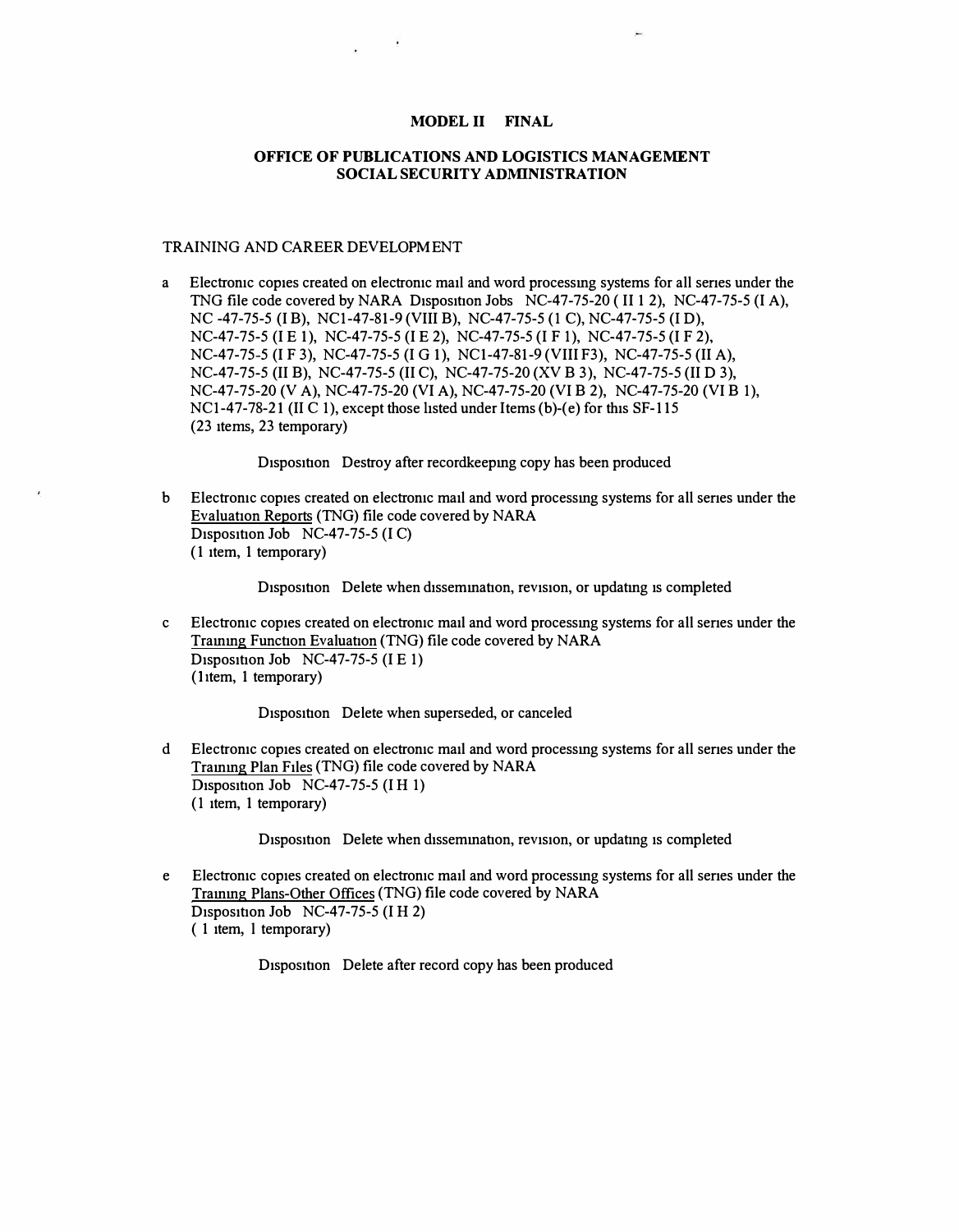**MODEL II FINAL**

**OFFICE OF PUBLICATIONS AND LOGISTICS MANAGEMENT**
**SOCIAL SECURITY ADMINISTRATION**

TRAINING AND CAREER DEVELOPMENT

a Electronic copies created on electronic mail and word processing systems for all series under the TNG file code covered by NARA Disposition Jobs NC-47-75-20 ( II 1 2), NC-47-75-5 (I A), NC -47-75-5 (I B), NC1-47-81-9 (VIII B), NC-47-75-5 (1 C), NC-47-75-5 (I D), NC-47-75-5 (I E 1), NC-47-75-5 (I E 2), NC-47-75-5 (I F 1), NC-47-75-5 (I F 2), NC-47-75-5 (I F 3), NC-47-75-5 (I G 1), NC1-47-81-9 (VIII F3), NC-47-75-5 (II A), NC-47-75-5 (II B), NC-47-75-5 (II C), NC-47-75-20 (XV B 3), NC-47-75-5 (II D 3), NC-47-75-20 (V A), NC-47-75-20 (VI A), NC-47-75-20 (VI B 2), NC-47-75-20 (VI B 1), NC1-47-78-21 (II C 1), except those listed under Items (b)-(e) for this SF-115 (23 items, 23 temporary)

Disposition Destroy after recordkeeping copy has been produced

b Electronic copies created on electronic mail and word processing systems for all series under the Evaluation Reports (TNG) file code covered by NARA Disposition Job NC-47-75-5 (I C) (1 item, 1 temporary)

Disposition Delete when dissemination, revision, or updating is completed

c Electronic copies created on electronic mail and word processing systems for all series under the Training Function Evaluation (TNG) file code covered by NARA Disposition Job NC-47-75-5 (I E 1) (1item, 1 temporary)

Disposition Delete when superseded, or canceled

d Electronic copies created on electronic mail and word processing systems for all series under the Training Plan Files (TNG) file code covered by NARA Disposition Job NC-47-75-5 (I H 1) (1 item, 1 temporary)

Disposition Delete when dissemination, revision, or updating is completed

e Electronic copies created on electronic mail and word processing systems for all series under the Training Plans-Other Offices (TNG) file code covered by NARA Disposition Job NC-47-75-5 (I H 2) ( 1 item, 1 temporary)

Disposition Delete after record copy has been produced